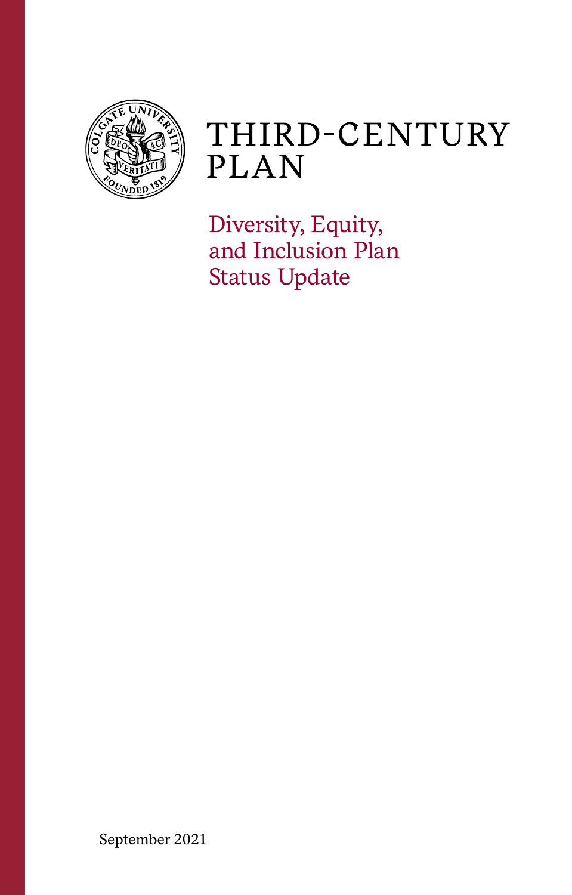# THIRD-CENTURY PLAN

## Diversity, Equity, and Inclusion Plan Status Update

September 2021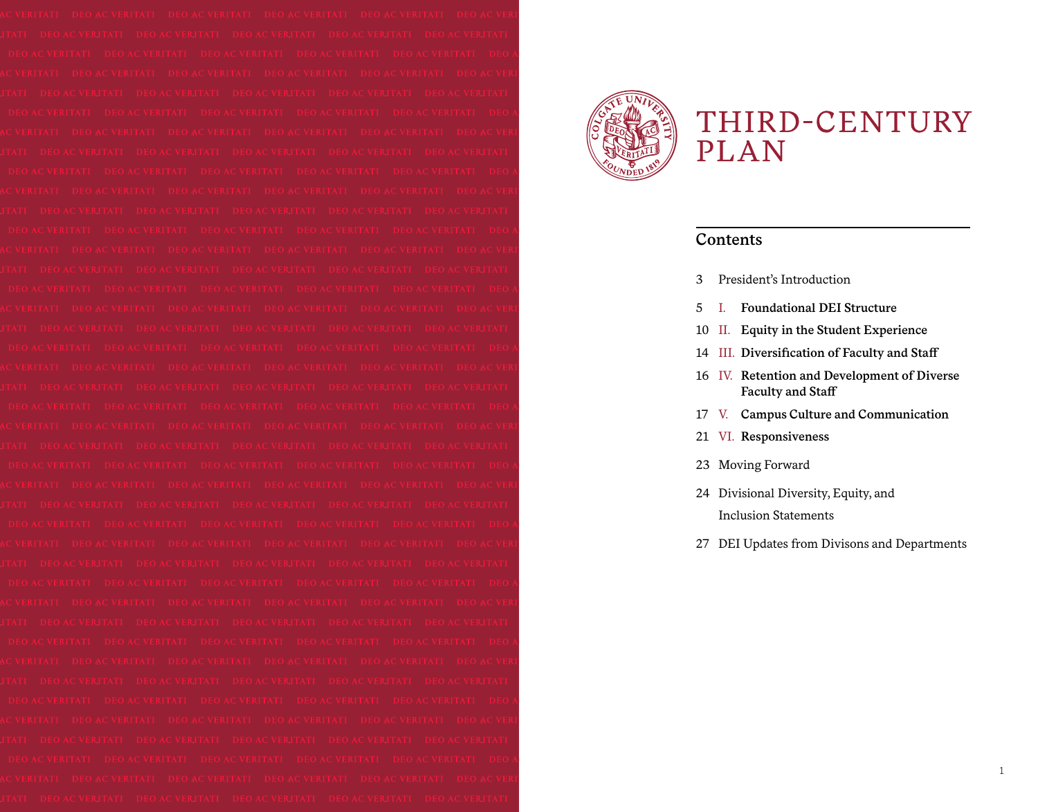# THIRD-CENTURY PLAN

## Contents

- 3 President's Introduction
- 5 I. **Foundational DEI Structure**
- 10 II. **Equity in the Student Experience**
- 14 III. **Diversification of Faculty and Staff**
- 16 IV. **Retention and Development of Diverse Faculty and Staff**
- 17 V. **Campus Culture and Communication**
- 21 VI. **Responsiveness**
- 23 Moving Forward
- 24 Divisional Diversity, Equity, and Inclusion Statements
- 27 DEI Updates from Divisons and Departments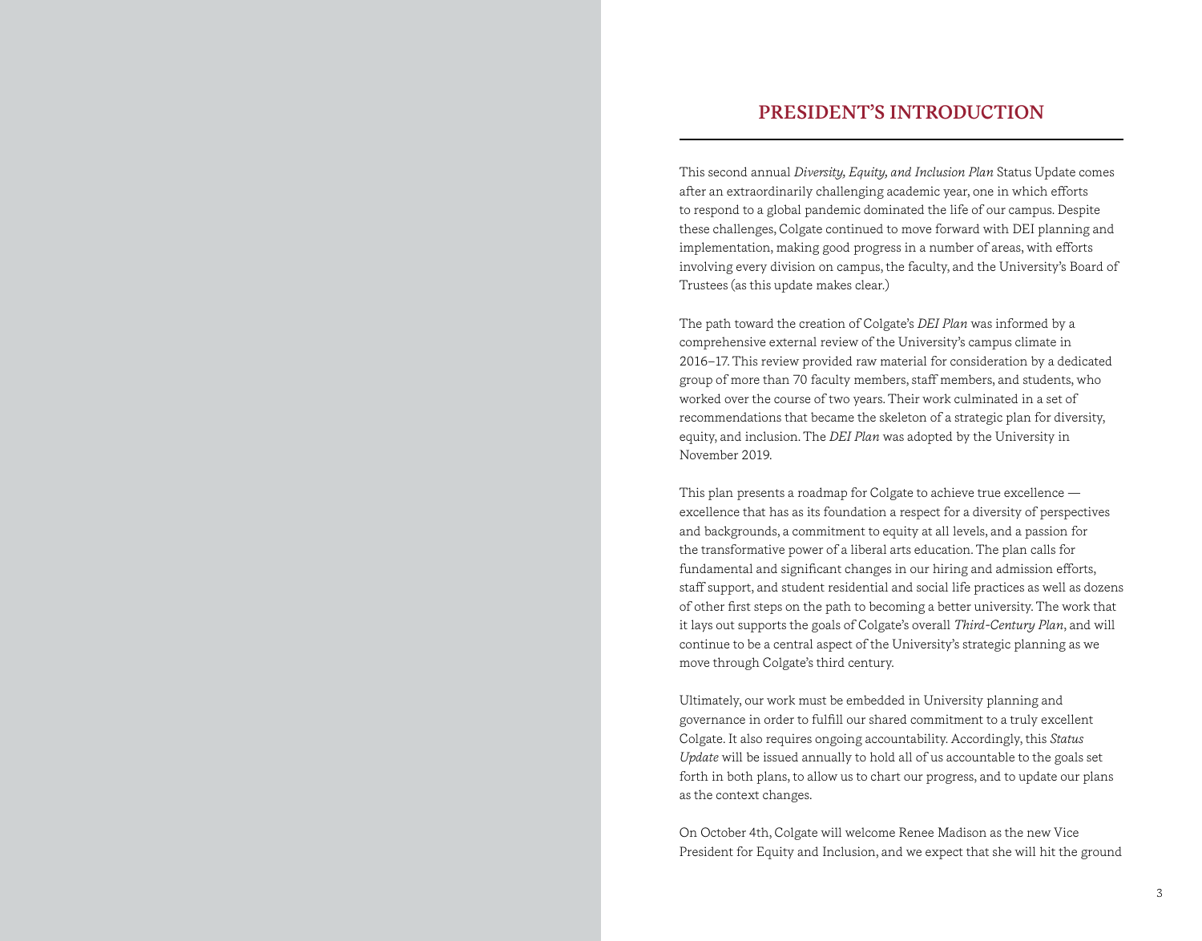## PRESIDENT'S INTRODUCTION

This second annual *Diversity, Equity, and Inclusion Plan* Status Update comes after an extraordinarily challenging academic year, one in which efforts to respond to a global pandemic dominated the life of our campus. Despite these challenges, Colgate continued to move forward with DEI planning and implementation, making good progress in a number of areas, with efforts involving every division on campus, the faculty, and the University's Board of Trustees (as this update makes clear.)

The path toward the creation of Colgate's *DEI Plan* was informed by a comprehensive external review of the University's campus climate in 2016–17. This review provided raw material for consideration by a dedicated group of more than 70 faculty members, staff members, and students, who worked over the course of two years. Their work culminated in a set of recommendations that became the skeleton of a strategic plan for diversity, equity, and inclusion. The *DEI Plan* was adopted by the University in November 2019.

This plan presents a roadmap for Colgate to achieve true excellence — excellence that has as its foundation a respect for a diversity of perspectives and backgrounds, a commitment to equity at all levels, and a passion for the transformative power of a liberal arts education. The plan calls for fundamental and significant changes in our hiring and admission efforts, staff support, and student residential and social life practices as well as dozens of other first steps on the path to becoming a better university. The work that it lays out supports the goals of Colgate's overall *Third-Century Plan*, and will continue to be a central aspect of the University's strategic planning as we move through Colgate's third century.

Ultimately, our work must be embedded in University planning and governance in order to fulfill our shared commitment to a truly excellent Colgate. It also requires ongoing accountability. Accordingly, this *Status Update* will be issued annually to hold all of us accountable to the goals set forth in both plans, to allow us to chart our progress, and to update our plans as the context changes.

On October 4th, Colgate will welcome Renee Madison as the new Vice President for Equity and Inclusion, and we expect that she will hit the ground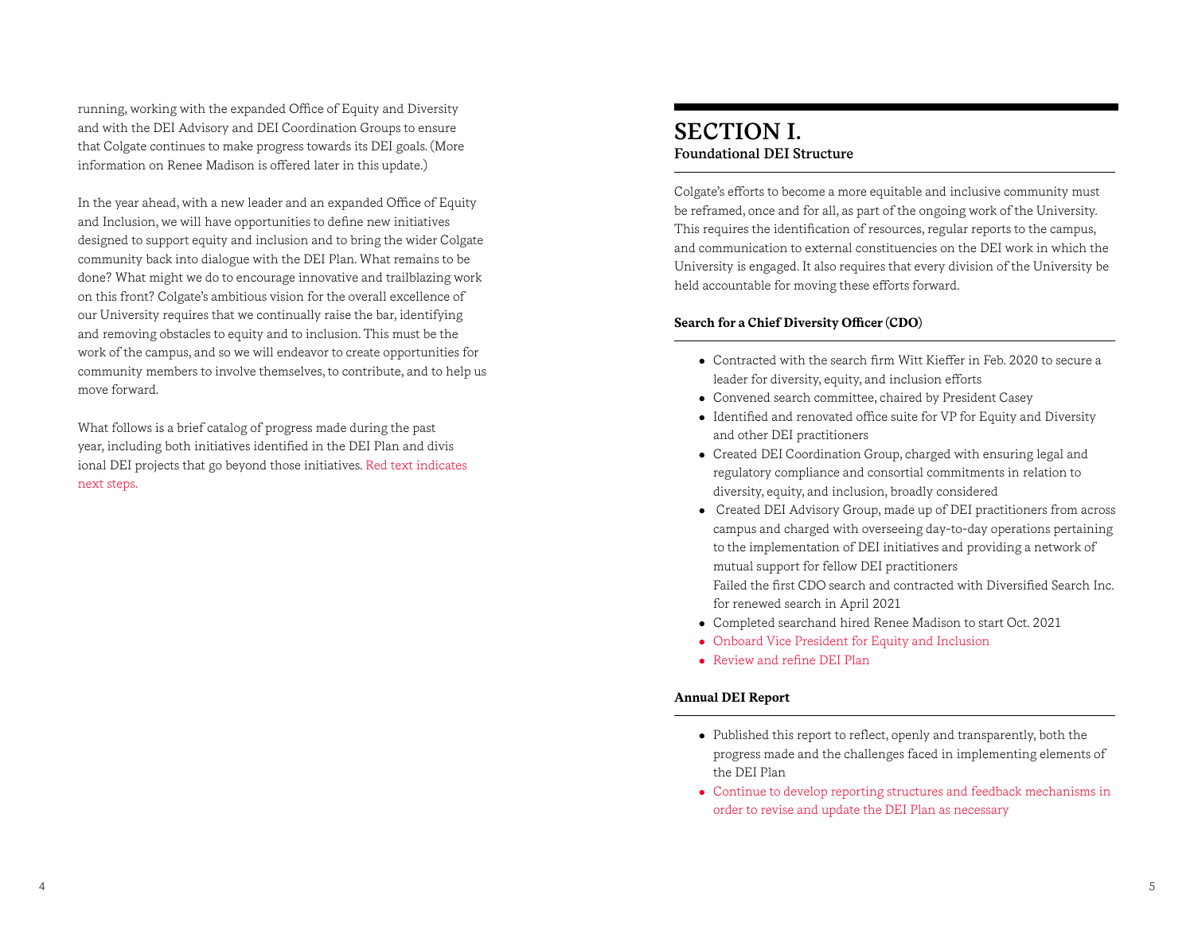running, working with the expanded Office of Equity and Diversity and with the DEI Advisory and DEI Coordination Groups to ensure that Colgate continues to make progress towards its DEI goals. (More information on Renee Madison is offered later in this update.)

In the year ahead, with a new leader and an expanded Office of Equity and Inclusion, we will have opportunities to define new initiatives designed to support equity and inclusion and to bring the wider Colgate community back into dialogue with the DEI Plan. What remains to be done? What might we do to encourage innovative and trailblazing work on this front? Colgate's ambitious vision for the overall excellence of our University requires that we continually raise the bar, identifying and removing obstacles to equity and to inclusion. This must be the work of the campus, and so we will endeavor to create opportunities for community members to involve themselves, to contribute, and to help us move forward.

What follows is a brief catalog of progress made during the past year, including both initiatives identified in the DEI Plan and divis ional DEI projects that go beyond those initiatives. Red text indicates next steps.

# SECTION I.
## Foundational DEI Structure

Colgate's efforts to become a more equitable and inclusive community must be reframed, once and for all, as part of the ongoing work of the University. This requires the identification of resources, regular reports to the campus, and communication to external constituencies on the DEI work in which the University is engaged. It also requires that every division of the University be held accountable for moving these efforts forward.

### Search for a Chief Diversity Officer (CDO)

- Contracted with the search firm Witt Kieffer in Feb. 2020 to secure a leader for diversity, equity, and inclusion efforts
- Convened search committee, chaired by President Casey
- Identified and renovated office suite for VP for Equity and Diversity and other DEI practitioners
- Created DEI Coordination Group, charged with ensuring legal and regulatory compliance and consortial commitments in relation to diversity, equity, and inclusion, broadly considered
- Created DEI Advisory Group, made up of DEI practitioners from across campus and charged with overseeing day-to-day operations pertaining to the implementation of DEI initiatives and providing a network of mutual support for fellow DEI practitioners
  Failed the first CDO search and contracted with Diversified Search Inc. for renewed search in April 2021
- Completed searchand hired Renee Madison to start Oct. 2021
- Onboard Vice President for Equity and Inclusion
- Review and refine DEI Plan

### Annual DEI Report

- Published this report to reflect, openly and transparently, both the progress made and the challenges faced in implementing elements of the DEI Plan
- Continue to develop reporting structures and feedback mechanisms in order to revise and update the DEI Plan as necessary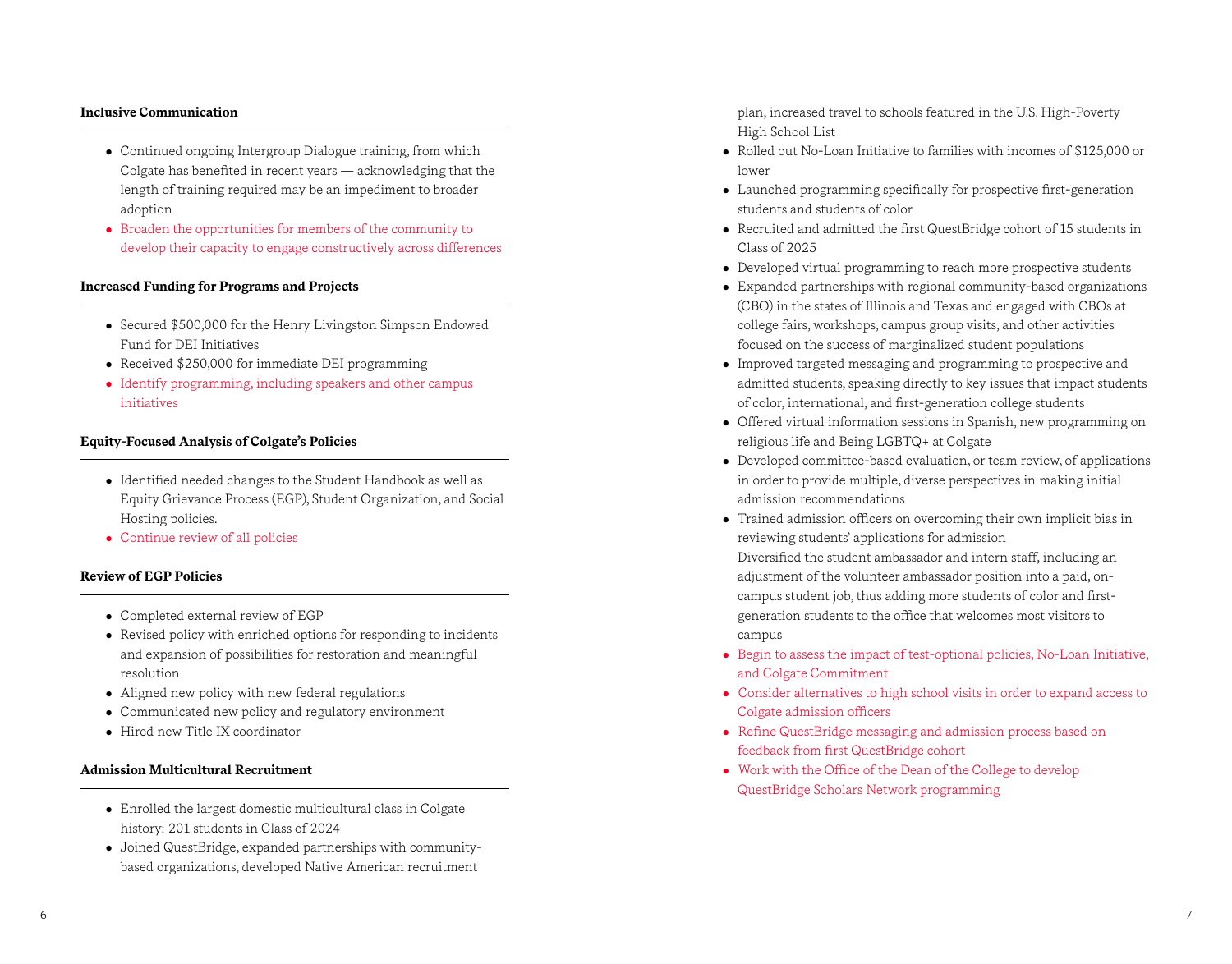### Inclusive Communication

- Continued ongoing Intergroup Dialogue training, from which Colgate has benefited in recent years — acknowledging that the length of training required may be an impediment to broader adoption
- Broaden the opportunities for members of the community to develop their capacity to engage constructively across differences

### Increased Funding for Programs and Projects

- Secured $500,000 for the Henry Livingston Simpson Endowed Fund for DEI Initiatives
- Received $250,000 for immediate DEI programming
- Identify programming, including speakers and other campus initiatives

### Equity-Focused Analysis of Colgate's Policies

- Identified needed changes to the Student Handbook as well as Equity Grievance Process (EGP), Student Organization, and Social Hosting policies.
- Continue review of all policies

### Review of EGP Policies

- Completed external review of EGP
- Revised policy with enriched options for responding to incidents and expansion of possibilities for restoration and meaningful resolution
- Aligned new policy with new federal regulations
- Communicated new policy and regulatory environment
- Hired new Title IX coordinator

### Admission Multicultural Recruitment

- Enrolled the largest domestic multicultural class in Colgate history: 201 students in Class of 2024
- Joined QuestBridge, expanded partnerships with community-based organizations, developed Native American recruitment plan, increased travel to schools featured in the U.S. High-Poverty High School List
- Rolled out No-Loan Initiative to families with incomes of $125,000 or lower
- Launched programming specifically for prospective first-generation students and students of color
- Recruited and admitted the first QuestBridge cohort of 15 students in Class of 2025
- Developed virtual programming to reach more prospective students
- Expanded partnerships with regional community-based organizations (CBO) in the states of Illinois and Texas and engaged with CBOs at college fairs, workshops, campus group visits, and other activities focused on the success of marginalized student populations
- Improved targeted messaging and programming to prospective and admitted students, speaking directly to key issues that impact students of color, international, and first-generation college students
- Offered virtual information sessions in Spanish, new programming on religious life and Being LGBTQ+ at Colgate
- Developed committee-based evaluation, or team review, of applications in order to provide multiple, diverse perspectives in making initial admission recommendations
- Trained admission officers on overcoming their own implicit bias in reviewing students' applications for admission  
  Diversified the student ambassador and intern staff, including an adjustment of the volunteer ambassador position into a paid, on-campus student job, thus adding more students of color and first-generation students to the office that welcomes most visitors to campus
- Begin to assess the impact of test-optional policies, No-Loan Initiative, and Colgate Commitment
- Consider alternatives to high school visits in order to expand access to Colgate admission officers
- Refine QuestBridge messaging and admission process based on feedback from first QuestBridge cohort
- Work with the Office of the Dean of the College to develop QuestBridge Scholars Network programming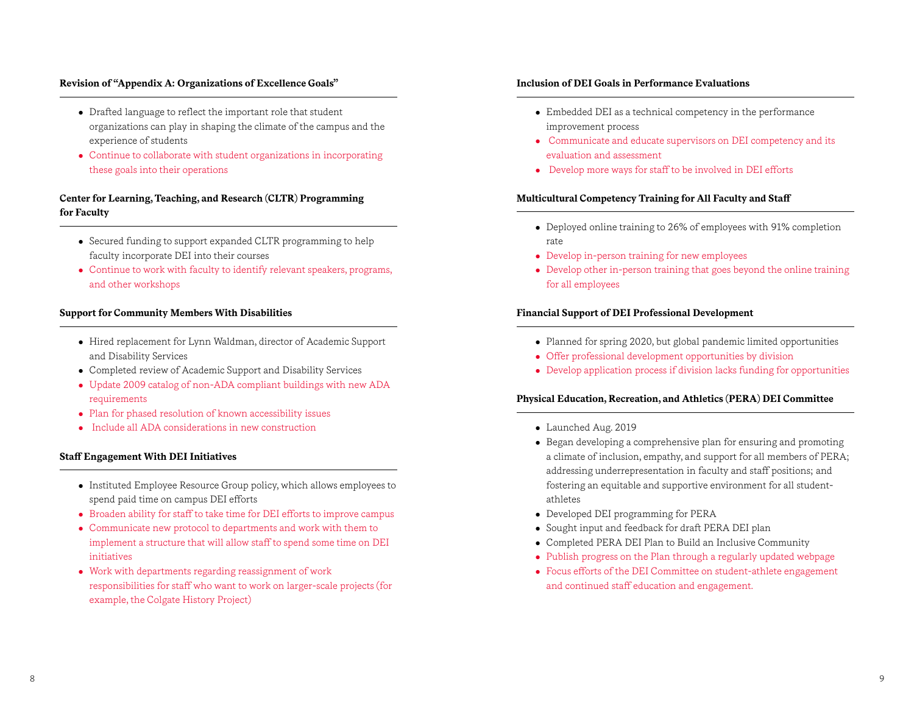### Revision of "Appendix A: Organizations of Excellence Goals"

- Drafted language to reflect the important role that student organizations can play in shaping the climate of the campus and the experience of students
- Continue to collaborate with student organizations in incorporating these goals into their operations

### Center for Learning, Teaching, and Research (CLTR) Programming for Faculty

- Secured funding to support expanded CLTR programming to help faculty incorporate DEI into their courses
- Continue to work with faculty to identify relevant speakers, programs, and other workshops

### Support for Community Members With Disabilities

- Hired replacement for Lynn Waldman, director of Academic Support and Disability Services
- Completed review of Academic Support and Disability Services
- Update 2009 catalog of non-ADA compliant buildings with new ADA requirements
- Plan for phased resolution of known accessibility issues
- Include all ADA considerations in new construction

### Staff Engagement With DEI Initiatives

- Instituted Employee Resource Group policy, which allows employees to spend paid time on campus DEI efforts
- Broaden ability for staff to take time for DEI efforts to improve campus
- Communicate new protocol to departments and work with them to implement a structure that will allow staff to spend some time on DEI initiatives
- Work with departments regarding reassignment of work responsibilities for staff who want to work on larger-scale projects (for example, the Colgate History Project)

### Inclusion of DEI Goals in Performance Evaluations

- Embedded DEI as a technical competency in the performance improvement process
- Communicate and educate supervisors on DEI competency and its evaluation and assessment
- Develop more ways for staff to be involved in DEI efforts

### Multicultural Competency Training for All Faculty and Staff

- Deployed online training to 26% of employees with 91% completion rate
- Develop in-person training for new employees
- Develop other in-person training that goes beyond the online training for all employees

### Financial Support of DEI Professional Development

- Planned for spring 2020, but global pandemic limited opportunities
- Offer professional development opportunities by division
- Develop application process if division lacks funding for opportunities

### Physical Education, Recreation, and Athletics (PERA) DEI Committee

- Launched Aug. 2019
- Began developing a comprehensive plan for ensuring and promoting a climate of inclusion, empathy, and support for all members of PERA; addressing underrepresentation in faculty and staff positions; and fostering an equitable and supportive environment for all student-athletes
- Developed DEI programming for PERA
- Sought input and feedback for draft PERA DEI plan
- Completed PERA DEI Plan to Build an Inclusive Community
- Publish progress on the Plan through a regularly updated webpage
- Focus efforts of the DEI Committee on student-athlete engagement and continued staff education and engagement.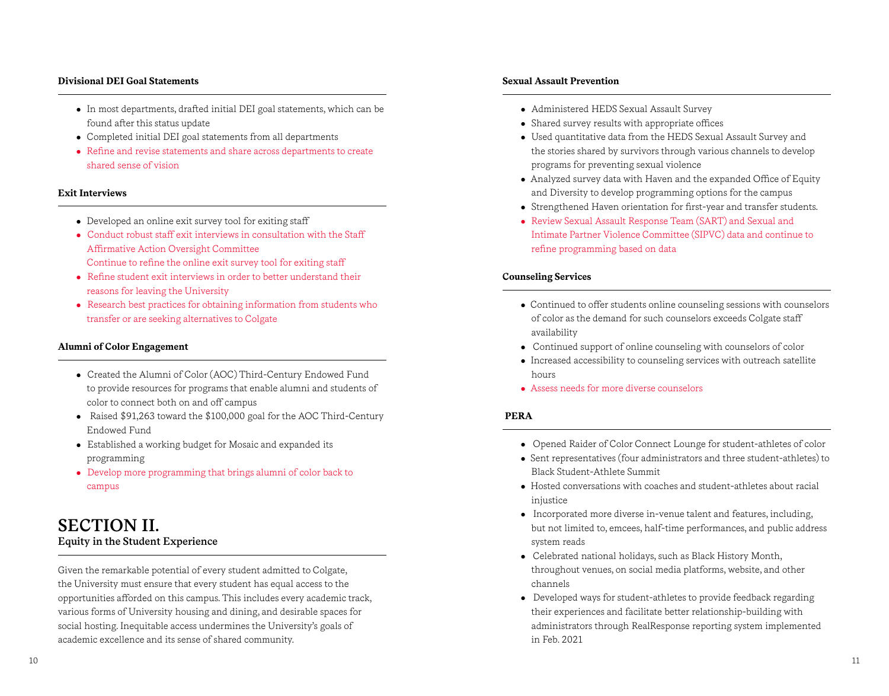### Divisional DEI Goal Statements

- In most departments, drafted initial DEI goal statements, which can be found after this status update
- Completed initial DEI goal statements from all departments
- Refine and revise statements and share across departments to create shared sense of vision

### Exit Interviews

- Developed an online exit survey tool for exiting staff
- Conduct robust staff exit interviews in consultation with the Staff Affirmative Action Oversight Committee
  Continue to refine the online exit survey tool for exiting staff
- Refine student exit interviews in order to better understand their reasons for leaving the University
- Research best practices for obtaining information from students who transfer or are seeking alternatives to Colgate

### Alumni of Color Engagement

- Created the Alumni of Color (AOC) Third-Century Endowed Fund to provide resources for programs that enable alumni and students of color to connect both on and off campus
- Raised $91,263 toward the $100,000 goal for the AOC Third-Century Endowed Fund
- Established a working budget for Mosaic and expanded its programming
- Develop more programming that brings alumni of color back to campus

# SECTION II.
## Equity in the Student Experience

Given the remarkable potential of every student admitted to Colgate, the University must ensure that every student has equal access to the opportunities afforded on this campus. This includes every academic track, various forms of University housing and dining, and desirable spaces for social hosting. Inequitable access undermines the University's goals of academic excellence and its sense of shared community.

### Sexual Assault Prevention

- Administered HEDS Sexual Assault Survey
- Shared survey results with appropriate offices
- Used quantitative data from the HEDS Sexual Assault Survey and the stories shared by survivors through various channels to develop programs for preventing sexual violence
- Analyzed survey data with Haven and the expanded Office of Equity and Diversity to develop programming options for the campus
- Strengthened Haven orientation for first-year and transfer students.
- Review Sexual Assault Response Team (SART) and Sexual and Intimate Partner Violence Committee (SIPVC) data and continue to refine programming based on data

### Counseling Services

- Continued to offer students online counseling sessions with counselors of color as the demand for such counselors exceeds Colgate staff availability
- Continued support of online counseling with counselors of color
- Increased accessibility to counseling services with outreach satellite hours
- Assess needs for more diverse counselors

### PERA

- Opened Raider of Color Connect Lounge for student-athletes of color
- Sent representatives (four administrators and three student-athletes) to Black Student-Athlete Summit
- Hosted conversations with coaches and student-athletes about racial injustice
- Incorporated more diverse in-venue talent and features, including, but not limited to, emcees, half-time performances, and public address system reads
- Celebrated national holidays, such as Black History Month, throughout venues, on social media platforms, website, and other channels
- Developed ways for student-athletes to provide feedback regarding their experiences and facilitate better relationship-building with administrators through RealResponse reporting system implemented in Feb. 2021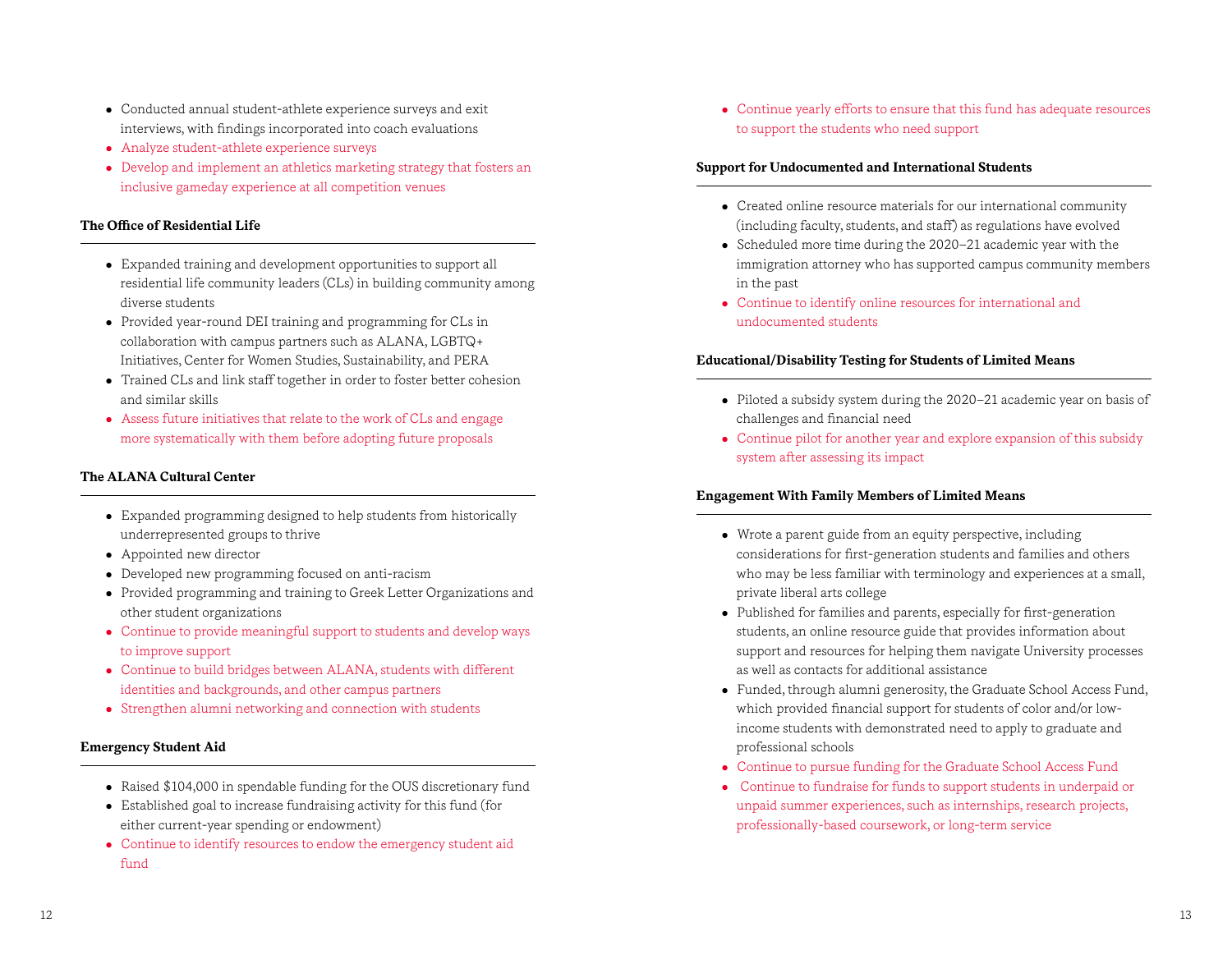- Conducted annual student-athlete experience surveys and exit interviews, with findings incorporated into coach evaluations
- Analyze student-athlete experience surveys
- Develop and implement an athletics marketing strategy that fosters an inclusive gameday experience at all competition venues

**The Office of Residential Life**

- Expanded training and development opportunities to support all residential life community leaders (CLs) in building community among diverse students
- Provided year-round DEI training and programming for CLs in collaboration with campus partners such as ALANA, LGBTQ+ Initiatives, Center for Women Studies, Sustainability, and PERA
- Trained CLs and link staff together in order to foster better cohesion and similar skills
- Assess future initiatives that relate to the work of CLs and engage more systematically with them before adopting future proposals

**The ALANA Cultural Center**

- Expanded programming designed to help students from historically underrepresented groups to thrive
- Appointed new director
- Developed new programming focused on anti-racism
- Provided programming and training to Greek Letter Organizations and other student organizations
- Continue to provide meaningful support to students and develop ways to improve support
- Continue to build bridges between ALANA, students with different identities and backgrounds, and other campus partners
- Strengthen alumni networking and connection with students

**Emergency Student Aid**

- Raised $104,000 in spendable funding for the OUS discretionary fund
- Established goal to increase fundraising activity for this fund (for either current-year spending or endowment)
- Continue to identify resources to endow the emergency student aid fund
- Continue yearly efforts to ensure that this fund has adequate resources to support the students who need support

**Support for Undocumented and International Students**

- Created online resource materials for our international community (including faculty, students, and staff) as regulations have evolved
- Scheduled more time during the 2020–21 academic year with the immigration attorney who has supported campus community members in the past
- Continue to identify online resources for international and undocumented students

**Educational/Disability Testing for Students of Limited Means**

- Piloted a subsidy system during the 2020–21 academic year on basis of challenges and financial need
- Continue pilot for another year and explore expansion of this subsidy system after assessing its impact

**Engagement With Family Members of Limited Means**

- Wrote a parent guide from an equity perspective, including considerations for first-generation students and families and others who may be less familiar with terminology and experiences at a small, private liberal arts college
- Published for families and parents, especially for first-generation students, an online resource guide that provides information about support and resources for helping them navigate University processes as well as contacts for additional assistance
- Funded, through alumni generosity, the Graduate School Access Fund, which provided financial support for students of color and/or low-income students with demonstrated need to apply to graduate and professional schools
- Continue to pursue funding for the Graduate School Access Fund
- Continue to fundraise for funds to support students in underpaid or unpaid summer experiences, such as internships, research projects, professionally-based coursework, or long-term service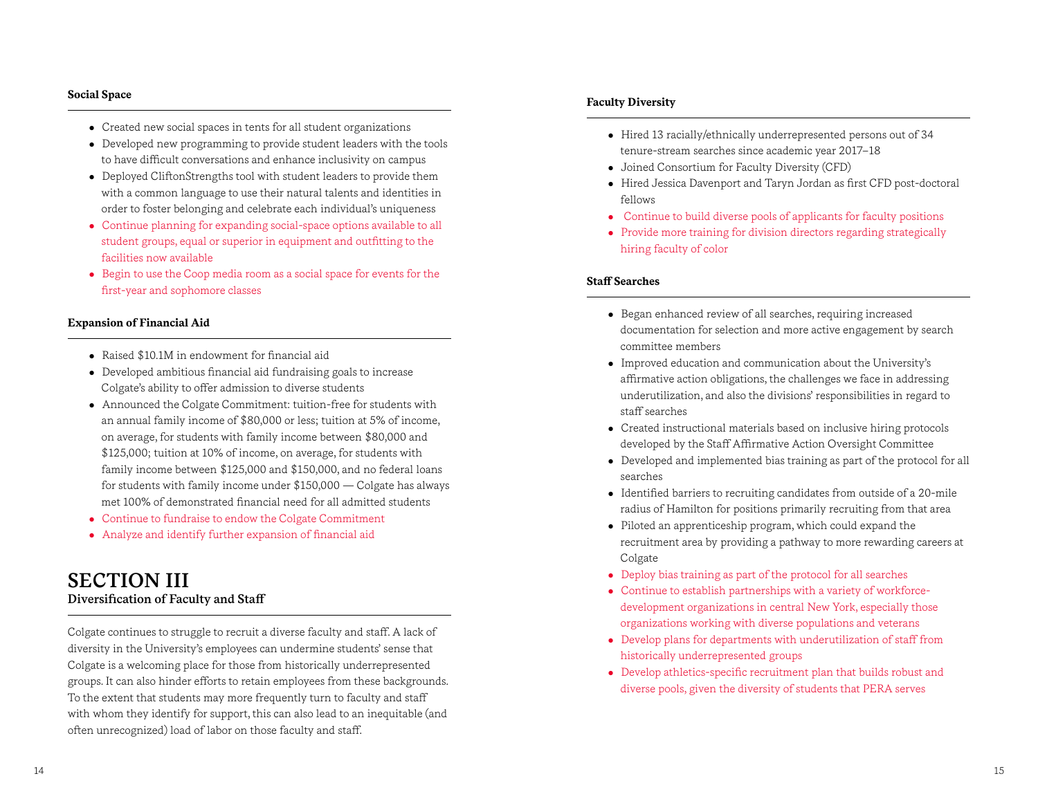### Social Space

- Created new social spaces in tents for all student organizations
- Developed new programming to provide student leaders with the tools to have difficult conversations and enhance inclusivity on campus
- Deployed CliftonStrengths tool with student leaders to provide them with a common language to use their natural talents and identities in order to foster belonging and celebrate each individual's uniqueness
- Continue planning for expanding social-space options available to all student groups, equal or superior in equipment and outfitting to the facilities now available
- Begin to use the Coop media room as a social space for events for the first-year and sophomore classes

### Expansion of Financial Aid

- Raised $10.1M in endowment for financial aid
- Developed ambitious financial aid fundraising goals to increase Colgate's ability to offer admission to diverse students
- Announced the Colgate Commitment: tuition-free for students with an annual family income of $80,000 or less; tuition at 5% of income, on average, for students with family income between $80,000 and $125,000; tuition at 10% of income, on average, for students with family income between $125,000 and $150,000, and no federal loans for students with family income under $150,000 — Colgate has always met 100% of demonstrated financial need for all admitted students
- Continue to fundraise to endow the Colgate Commitment
- Analyze and identify further expansion of financial aid

## SECTION III
### Diversification of Faculty and Staff

Colgate continues to struggle to recruit a diverse faculty and staff. A lack of diversity in the University's employees can undermine students' sense that Colgate is a welcoming place for those from historically underrepresented groups. It can also hinder efforts to retain employees from these backgrounds. To the extent that students may more frequently turn to faculty and staff with whom they identify for support, this can also lead to an inequitable (and often unrecognized) load of labor on those faculty and staff.

### Faculty Diversity

- Hired 13 racially/ethnically underrepresented persons out of 34 tenure-stream searches since academic year 2017–18
- Joined Consortium for Faculty Diversity (CFD)
- Hired Jessica Davenport and Taryn Jordan as first CFD post-doctoral fellows
- Continue to build diverse pools of applicants for faculty positions
- Provide more training for division directors regarding strategically hiring faculty of color

### Staff Searches

- Began enhanced review of all searches, requiring increased documentation for selection and more active engagement by search committee members
- Improved education and communication about the University's affirmative action obligations, the challenges we face in addressing underutilization, and also the divisions' responsibilities in regard to staff searches
- Created instructional materials based on inclusive hiring protocols developed by the Staff Affirmative Action Oversight Committee
- Developed and implemented bias training as part of the protocol for all searches
- Identified barriers to recruiting candidates from outside of a 20-mile radius of Hamilton for positions primarily recruiting from that area
- Piloted an apprenticeship program, which could expand the recruitment area by providing a pathway to more rewarding careers at Colgate
- Deploy bias training as part of the protocol for all searches
- Continue to establish partnerships with a variety of workforce-development organizations in central New York, especially those organizations working with diverse populations and veterans
- Develop plans for departments with underutilization of staff from historically underrepresented groups
- Develop athletics-specific recruitment plan that builds robust and diverse pools, given the diversity of students that PERA serves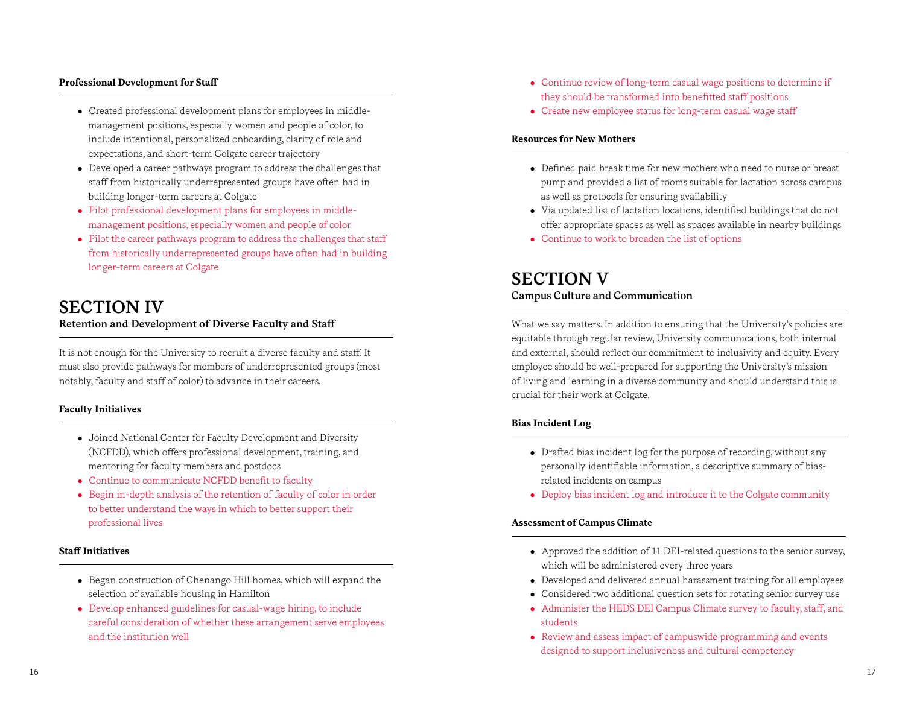### Professional Development for Staff

- Created professional development plans for employees in middle-management positions, especially women and people of color, to include intentional, personalized onboarding, clarity of role and expectations, and short-term Colgate career trajectory
- Developed a career pathways program to address the challenges that staff from historically underrepresented groups have often had in building longer-term careers at Colgate
- Pilot professional development plans for employees in middle-management positions, especially women and people of color
- Pilot the career pathways program to address the challenges that staff from historically underrepresented groups have often had in building longer-term careers at Colgate

# SECTION IV

## Retention and Development of Diverse Faculty and Staff

It is not enough for the University to recruit a diverse faculty and staff. It must also provide pathways for members of underrepresented groups (most notably, faculty and staff of color) to advance in their careers.

### Faculty Initiatives

- Joined National Center for Faculty Development and Diversity (NCFDD), which offers professional development, training, and mentoring for faculty members and postdocs
- Continue to communicate NCFDD benefit to faculty
- Begin in-depth analysis of the retention of faculty of color in order to better understand the ways in which to better support their professional lives

### Staff Initiatives

- Began construction of Chenango Hill homes, which will expand the selection of available housing in Hamilton
- Develop enhanced guidelines for casual-wage hiring, to include careful consideration of whether these arrangement serve employees and the institution well
- Continue review of long-term casual wage positions to determine if they should be transformed into benefitted staff positions
- Create new employee status for long-term casual wage staff

### Resources for New Mothers

- Defined paid break time for new mothers who need to nurse or breast pump and provided a list of rooms suitable for lactation across campus as well as protocols for ensuring availability
- Via updated list of lactation locations, identified buildings that do not offer appropriate spaces as well as spaces available in nearby buildings
- Continue to work to broaden the list of options

# SECTION V

## Campus Culture and Communication

What we say matters. In addition to ensuring that the University's policies are equitable through regular review, University communications, both internal and external, should reflect our commitment to inclusivity and equity. Every employee should be well-prepared for supporting the University's mission of living and learning in a diverse community and should understand this is crucial for their work at Colgate.

### Bias Incident Log

- Drafted bias incident log for the purpose of recording, without any personally identifiable information, a descriptive summary of bias-related incidents on campus
- Deploy bias incident log and introduce it to the Colgate community

### Assessment of Campus Climate

- Approved the addition of 11 DEI-related questions to the senior survey, which will be administered every three years
- Developed and delivered annual harassment training for all employees
- Considered two additional question sets for rotating senior survey use
- Administer the HEDS DEI Campus Climate survey to faculty, staff, and students
- Review and assess impact of campuswide programming and events designed to support inclusiveness and cultural competency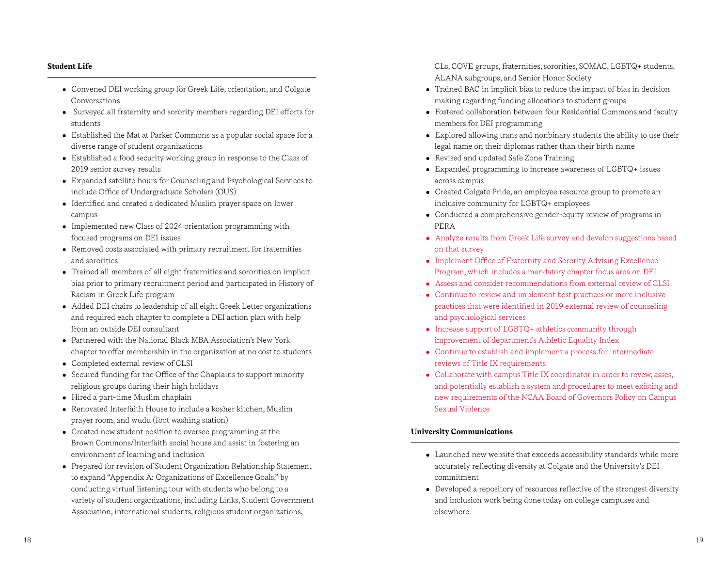### Student Life

- Convened DEI working group for Greek Life, orientation, and Colgate Conversations
- Surveyed all fraternity and sorority members regarding DEI efforts for students
- Established the Mat at Parker Commons as a popular social space for a diverse range of student organizations
- Established a food security working group in response to the Class of 2019 senior survey results
- Expanded satellite hours for Counseling and Psychological Services to include Office of Undergraduate Scholars (OUS)
- Identified and created a dedicated Muslim prayer space on lower campus
- Implemented new Class of 2024 orientation programming with focused programs on DEI issues
- Removed costs associated with primary recruitment for fraternities and sororities
- Trained all members of all eight fraternities and sororities on implicit bias prior to primary recruitment period and participated in History of Racism in Greek Life program
- Added DEI chairs to leadership of all eight Greek Letter organizations and required each chapter to complete a DEI action plan with help from an outside DEI consultant
- Partnered with the National Black MBA Association's New York chapter to offer membership in the organization at no cost to students
- Completed external review of CLSI
- Secured funding for the Office of the Chaplains to support minority religious groups during their high holidays
- Hired a part-time Muslim chaplain
- Renovated Interfaith House to include a kosher kitchen, Muslim prayer room, and wudu (foot washing station)
- Created new student position to oversee programming at the Brown Commons/Interfaith social house and assist in fostering an environment of learning and inclusion
- Prepared for revision of Student Organization Relationship Statement to expand "Appendix A: Organizations of Excellence Goals," by conducting virtual listening tour with students who belong to a variety of student organizations, including Links, Student Government Association, international students, religious student organizations, CLs, COVE groups, fraternities, sororities, SOMAC, LGBTQ+ students, ALANA subgroups, and Senior Honor Society
- Trained BAC in implicit bias to reduce the impact of bias in decision making regarding funding allocations to student groups
- Fostered collaboration between four Residential Commons and faculty members for DEI programming
- Explored allowing trans and nonbinary students the ability to use their legal name on their diplomas rather than their birth name
- Revised and updated Safe Zone Training
- Expanded programming to increase awareness of LGBTQ+ issues across campus
- Created Colgate Pride, an employee resource group to promote an inclusive community for LGBTQ+ employees
- Conducted a comprehensive gender-equity review of programs in PERA
- Analyze results from Greek Life survey and develop suggestions based on that survey
- Implement Office of Fraternity and Sorority Advising Excellence Program, which includes a mandatory chapter focus area on DEI
- Assess and consider recommendations from external review of CLSI
- Continue to review and implement best practices or more inclusive practices that were identified in 2019 external review of counseling and psychological services
- Increase support of LGBTQ+ athletics community through improvement of department's Athletic Equality Index
- Continue to establish and implement a process for intermediate reviews of Title IX requirements
- Collaborate with campus Title IX coordinator in order to revew, asses, and potentially establish a system and procedures to meet existing and new requirements of the NCAA Board of Governors Policy on Campus Sexual Violence

### University Communications

- Launched new website that exceeds accessibility standards while more accurately reflecting diversity at Colgate and the University's DEI commitment
- Developed a repository of resources reflective of the strongest diversity and inclusion work being done today on college campuses and elsewhere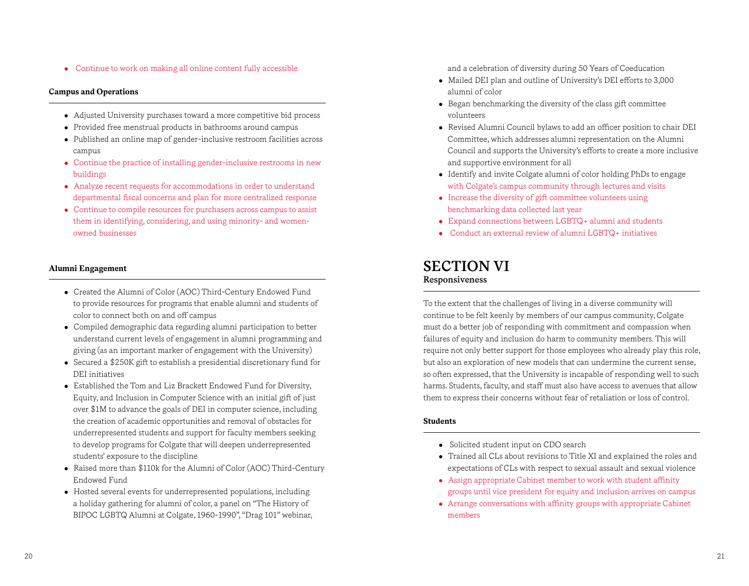- Continue to work on making all online content fully accessible

**Campus and Operations**

- Adjusted University purchases toward a more competitive bid process
- Provided free menstrual products in bathrooms around campus
- Published an online map of gender-inclusive restroom facilities across campus
- Continue the practice of installing gender-inclusive restrooms in new buildings
- Analyze recent requests for accommodations in order to understand departmental fiscal concerns and plan for more centralized response
- Continue to compile resources for purchasers across campus to assist them in identifying, considering, and using minority- and women-owned businesses

**Alumni Engagement**

- Created the Alumni of Color (AOC) Third-Century Endowed Fund to provide resources for programs that enable alumni and students of color to connect both on and off campus
- Compiled demographic data regarding alumni participation to better understand current levels of engagement in alumni programming and giving (as an important marker of engagement with the University)
- Secured a $250K gift to establish a presidential discretionary fund for DEI initiatives
- Established the Tom and Liz Brackett Endowed Fund for Diversity, Equity, and Inclusion in Computer Science with an initial gift of just over $1M to advance the goals of DEI in computer science, including the creation of academic opportunities and removal of obstacles for underrepresented students and support for faculty members seeking to develop programs for Colgate that will deepen underrepresented students' exposure to the discipline
- Raised more than $110k for the Alumni of Color (AOC) Third-Century Endowed Fund
- Hosted several events for underrepresented populations, including a holiday gathering for alumni of color, a panel on "The History of BIPOC LGBTQ Alumni at Colgate, 1960-1990", "Drag 101" webinar, and a celebration of diversity during 50 Years of Coeducation
- Mailed DEI plan and outline of University's DEI efforts to 3,000 alumni of color
- Began benchmarking the diversity of the class gift committee volunteers
- Revised Alumni Council bylaws to add an officer position to chair DEI Committee, which addresses alumni representation on the Alumni Council and supports the University's efforts to create a more inclusive and supportive environment for all
- Identify and invite Colgate alumni of color holding PhDs to engage with Colgate's campus community through lectures and visits
- Increase the diversity of gift committee volunteers using benchmarking data collected last year
- Expand connections between LGBTQ+ alumni and students
- Conduct an external review of alumni LGBTQ+ initiatives

# SECTION VI

**Responsiveness**

To the extent that the challenges of living in a diverse community will continue to be felt keenly by members of our campus community, Colgate must do a better job of responding with commitment and compassion when failures of equity and inclusion do harm to community members. This will require not only better support for those employees who already play this role, but also an exploration of new models that can undermine the current sense, so often expressed, that the University is incapable of responding well to such harms. Students, faculty, and staff must also have access to avenues that allow them to express their concerns without fear of retaliation or loss of control.

**Students**

- Solicited student input on CDO search
- Trained all CLs about revisions to Title XI and explained the roles and expectations of CLs with respect to sexual assault and sexual violence
- Assign appropriate Cabinet member to work with student affinity groups until vice president for equity and inclusion arrives on campus
- Arrange conversations with affinity groups with appropriate Cabinet members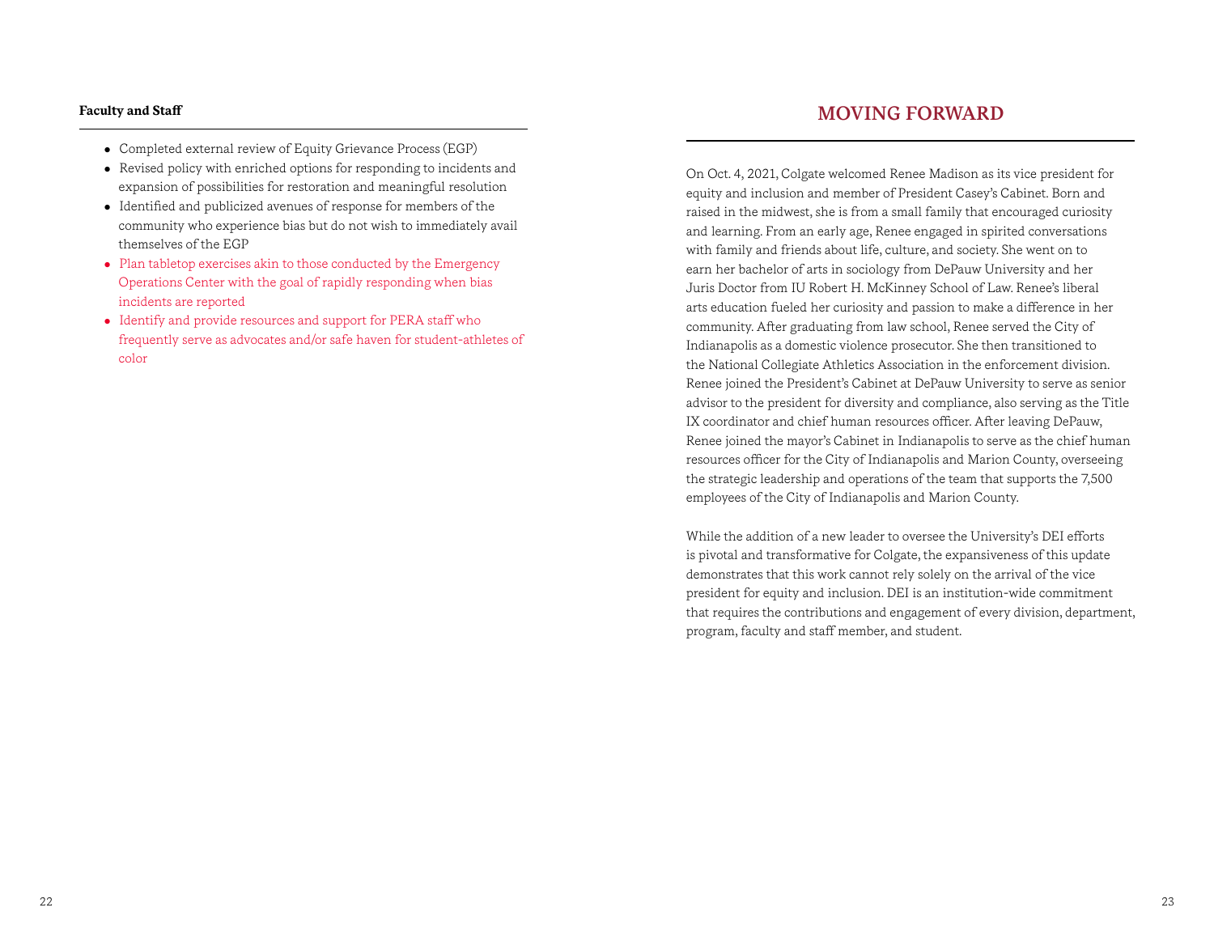**Faculty and Staff**

- Completed external review of Equity Grievance Process (EGP)
- Revised policy with enriched options for responding to incidents and expansion of possibilities for restoration and meaningful resolution
- Identified and publicized avenues of response for members of the community who experience bias but do not wish to immediately avail themselves of the EGP
- Plan tabletop exercises akin to those conducted by the Emergency Operations Center with the goal of rapidly responding when bias incidents are reported
- Identify and provide resources and support for PERA staff who frequently serve as advocates and/or safe haven for student-athletes of color

## MOVING FORWARD

On Oct. 4, 2021, Colgate welcomed Renee Madison as its vice president for equity and inclusion and member of President Casey's Cabinet. Born and raised in the midwest, she is from a small family that encouraged curiosity and learning. From an early age, Renee engaged in spirited conversations with family and friends about life, culture, and society. She went on to earn her bachelor of arts in sociology from DePauw University and her Juris Doctor from IU Robert H. McKinney School of Law. Renee's liberal arts education fueled her curiosity and passion to make a difference in her community. After graduating from law school, Renee served the City of Indianapolis as a domestic violence prosecutor. She then transitioned to the National Collegiate Athletics Association in the enforcement division. Renee joined the President's Cabinet at DePauw University to serve as senior advisor to the president for diversity and compliance, also serving as the Title IX coordinator and chief human resources officer. After leaving DePauw, Renee joined the mayor's Cabinet in Indianapolis to serve as the chief human resources officer for the City of Indianapolis and Marion County, overseeing the strategic leadership and operations of the team that supports the 7,500 employees of the City of Indianapolis and Marion County.

While the addition of a new leader to oversee the University's DEI efforts is pivotal and transformative for Colgate, the expansiveness of this update demonstrates that this work cannot rely solely on the arrival of the vice president for equity and inclusion. DEI is an institution-wide commitment that requires the contributions and engagement of every division, department, program, faculty and staff member, and student.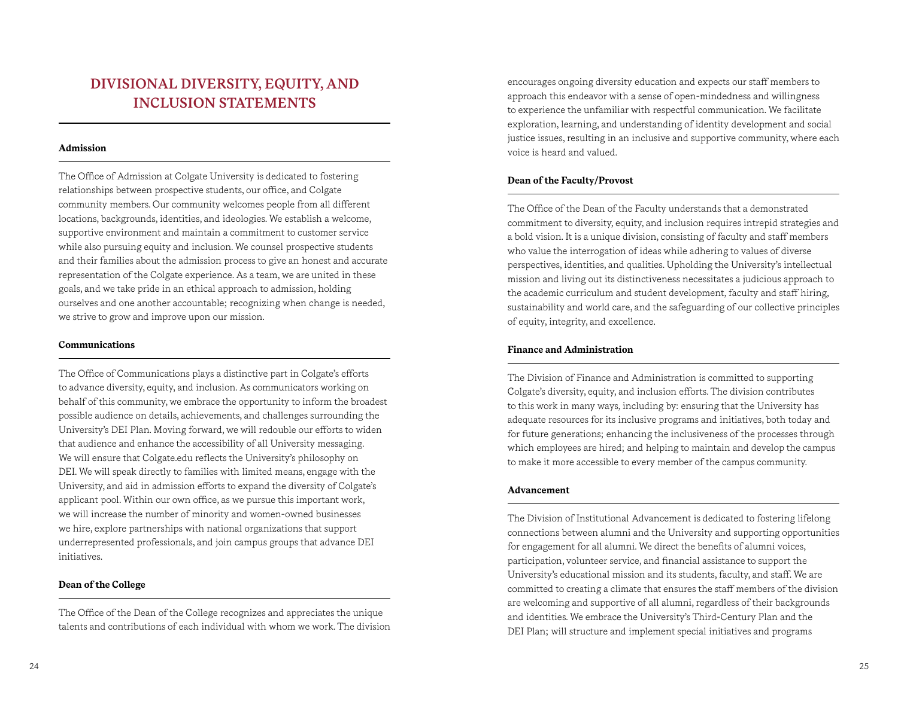# DIVISIONAL DIVERSITY, EQUITY, AND INCLUSION STATEMENTS

### Admission

The Office of Admission at Colgate University is dedicated to fostering relationships between prospective students, our office, and Colgate community members. Our community welcomes people from all different locations, backgrounds, identities, and ideologies. We establish a welcome, supportive environment and maintain a commitment to customer service while also pursuing equity and inclusion. We counsel prospective students and their families about the admission process to give an honest and accurate representation of the Colgate experience. As a team, we are united in these goals, and we take pride in an ethical approach to admission, holding ourselves and one another accountable; recognizing when change is needed, we strive to grow and improve upon our mission.

### Communications

The Office of Communications plays a distinctive part in Colgate's efforts to advance diversity, equity, and inclusion. As communicators working on behalf of this community, we embrace the opportunity to inform the broadest possible audience on details, achievements, and challenges surrounding the University's DEI Plan. Moving forward, we will redouble our efforts to widen that audience and enhance the accessibility of all University messaging. We will ensure that Colgate.edu reflects the University's philosophy on DEI. We will speak directly to families with limited means, engage with the University, and aid in admission efforts to expand the diversity of Colgate's applicant pool. Within our own office, as we pursue this important work, we will increase the number of minority and women-owned businesses we hire, explore partnerships with national organizations that support underrepresented professionals, and join campus groups that advance DEI initiatives.

### Dean of the College

The Office of the Dean of the College recognizes and appreciates the unique talents and contributions of each individual with whom we work. The division encourages ongoing diversity education and expects our staff members to approach this endeavor with a sense of open-mindedness and willingness to experience the unfamiliar with respectful communication. We facilitate exploration, learning, and understanding of identity development and social justice issues, resulting in an inclusive and supportive community, where each voice is heard and valued.

### Dean of the Faculty/Provost

The Office of the Dean of the Faculty understands that a demonstrated commitment to diversity, equity, and inclusion requires intrepid strategies and a bold vision. It is a unique division, consisting of faculty and staff members who value the interrogation of ideas while adhering to values of diverse perspectives, identities, and qualities. Upholding the University's intellectual mission and living out its distinctiveness necessitates a judicious approach to the academic curriculum and student development, faculty and staff hiring, sustainability and world care, and the safeguarding of our collective principles of equity, integrity, and excellence.

### Finance and Administration

The Division of Finance and Administration is committed to supporting Colgate's diversity, equity, and inclusion efforts. The division contributes to this work in many ways, including by: ensuring that the University has adequate resources for its inclusive programs and initiatives, both today and for future generations; enhancing the inclusiveness of the processes through which employees are hired; and helping to maintain and develop the campus to make it more accessible to every member of the campus community.

### Advancement

The Division of Institutional Advancement is dedicated to fostering lifelong connections between alumni and the University and supporting opportunities for engagement for all alumni. We direct the benefits of alumni voices, participation, volunteer service, and financial assistance to support the University's educational mission and its students, faculty, and staff. We are committed to creating a climate that ensures the staff members of the division are welcoming and supportive of all alumni, regardless of their backgrounds and identities. We embrace the University's Third-Century Plan and the DEI Plan; will structure and implement special initiatives and programs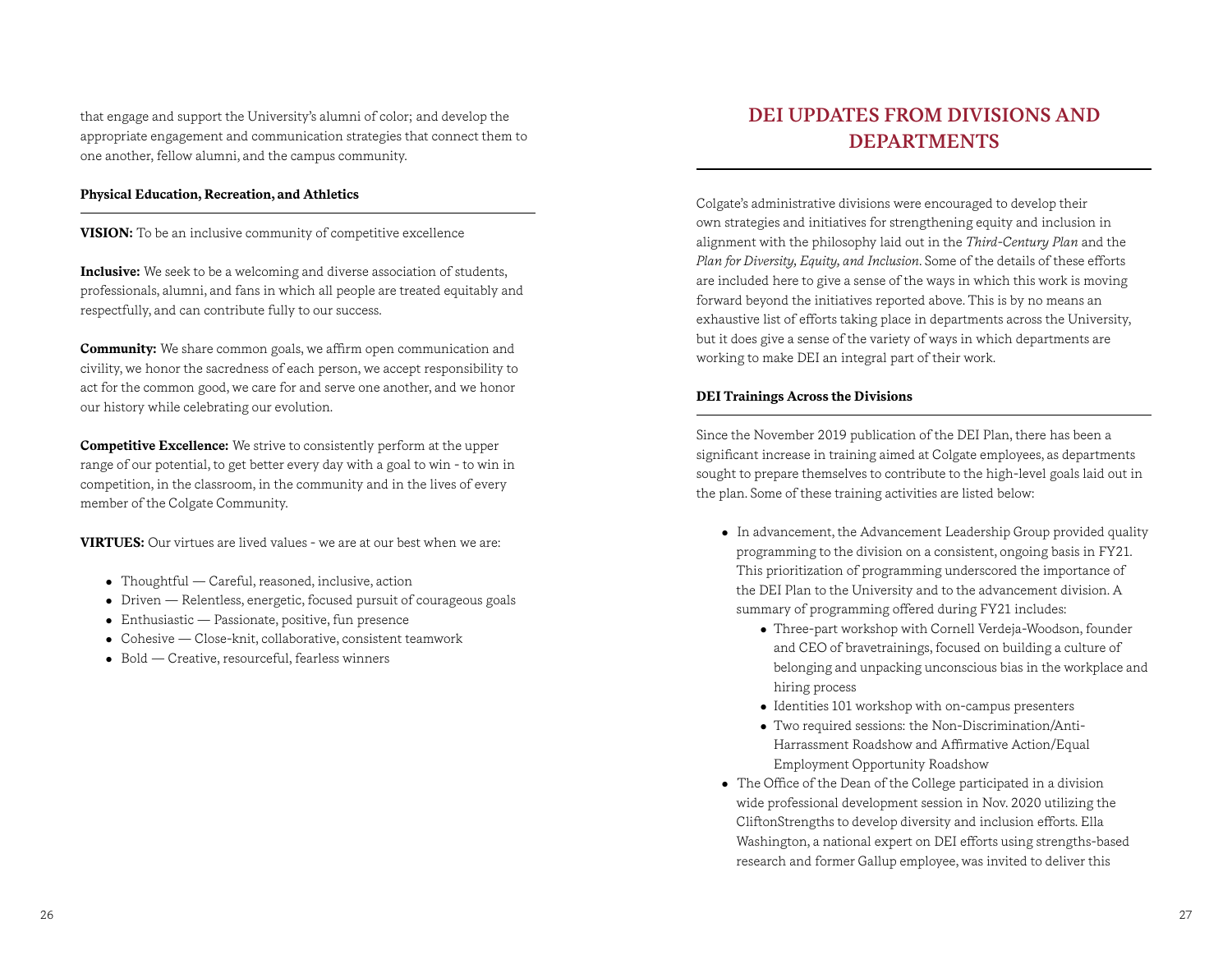that engage and support the University's alumni of color; and develop the appropriate engagement and communication strategies that connect them to one another, fellow alumni, and the campus community.

**Physical Education, Recreation, and Athletics**

**VISION:** To be an inclusive community of competitive excellence

**Inclusive:** We seek to be a welcoming and diverse association of students, professionals, alumni, and fans in which all people are treated equitably and respectfully, and can contribute fully to our success.

**Community:** We share common goals, we affirm open communication and civility, we honor the sacredness of each person, we accept responsibility to act for the common good, we care for and serve one another, and we honor our history while celebrating our evolution.

**Competitive Excellence:** We strive to consistently perform at the upper range of our potential, to get better every day with a goal to win - to win in competition, in the classroom, in the community and in the lives of every member of the Colgate Community.

**VIRTUES:** Our virtues are lived values - we are at our best when we are:

- Thoughtful — Careful, reasoned, inclusive, action
- Driven — Relentless, energetic, focused pursuit of courageous goals
- Enthusiastic — Passionate, positive, fun presence
- Cohesive — Close-knit, collaborative, consistent teamwork
- Bold — Creative, resourceful, fearless winners

## DEI UPDATES FROM DIVISIONS AND DEPARTMENTS

Colgate's administrative divisions were encouraged to develop their own strategies and initiatives for strengthening equity and inclusion in alignment with the philosophy laid out in the *Third-Century Plan* and the *Plan for Diversity, Equity, and Inclusion*. Some of the details of these efforts are included here to give a sense of the ways in which this work is moving forward beyond the initiatives reported above. This is by no means an exhaustive list of efforts taking place in departments across the University, but it does give a sense of the variety of ways in which departments are working to make DEI an integral part of their work.

**DEI Trainings Across the Divisions**

Since the November 2019 publication of the DEI Plan, there has been a significant increase in training aimed at Colgate employees, as departments sought to prepare themselves to contribute to the high-level goals laid out in the plan. Some of these training activities are listed below:

- In advancement, the Advancement Leadership Group provided quality programming to the division on a consistent, ongoing basis in FY21. This prioritization of programming underscored the importance of the DEI Plan to the University and to the advancement division. A summary of programming offered during FY21 includes:
  - Three-part workshop with Cornell Verdeja-Woodson, founder and CEO of bravetrainings, focused on building a culture of belonging and unpacking unconscious bias in the workplace and hiring process
  - Identities 101 workshop with on-campus presenters
  - Two required sessions: the Non-Discrimination/Anti-Harrassment Roadshow and Affirmative Action/Equal Employment Opportunity Roadshow
- The Office of the Dean of the College participated in a division wide professional development session in Nov. 2020 utilizing the CliftonStrengths to develop diversity and inclusion efforts. Ella Washington, a national expert on DEI efforts using strengths-based research and former Gallup employee, was invited to deliver this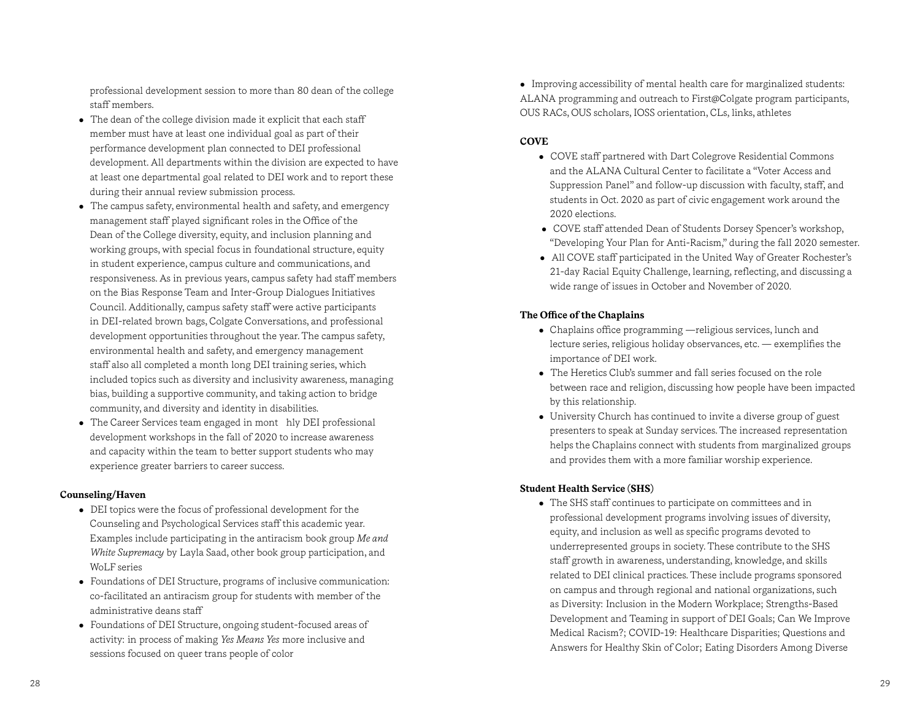professional development session to more than 80 dean of the college staff members.

- The dean of the college division made it explicit that each staff member must have at least one individual goal as part of their performance development plan connected to DEI professional development. All departments within the division are expected to have at least one departmental goal related to DEI work and to report these during their annual review submission process.
- The campus safety, environmental health and safety, and emergency management staff played significant roles in the Office of the Dean of the College diversity, equity, and inclusion planning and working groups, with special focus in foundational structure, equity in student experience, campus culture and communications, and responsiveness. As in previous years, campus safety had staff members on the Bias Response Team and Inter-Group Dialogues Initiatives Council. Additionally, campus safety staff were active participants in DEI-related brown bags, Colgate Conversations, and professional development opportunities throughout the year. The campus safety, environmental health and safety, and emergency management staff also all completed a month long DEI training series, which included topics such as diversity and inclusivity awareness, managing bias, building a supportive community, and taking action to bridge community, and diversity and identity in disabilities.
- The Career Services team engaged in monthly DEI professional development workshops in the fall of 2020 to increase awareness and capacity within the team to better support students who may experience greater barriers to career success.

**Counseling/Haven**

- DEI topics were the focus of professional development for the Counseling and Psychological Services staff this academic year. Examples include participating in the antiracism book group *Me and White Supremacy* by Layla Saad, other book group participation, and WoLF series
- Foundations of DEI Structure, programs of inclusive communication: co-facilitated an antiracism group for students with member of the administrative deans staff
- Foundations of DEI Structure, ongoing student-focused areas of activity: in process of making *Yes Means Yes* more inclusive and sessions focused on queer trans people of color
- Improving accessibility of mental health care for marginalized students: ALANA programming and outreach to First@Colgate program participants, OUS RACs, OUS scholars, IOSS orientation, CLs, links, athletes

**COVE**

- COVE staff partnered with Dart Colegrove Residential Commons and the ALANA Cultural Center to facilitate a "Voter Access and Suppression Panel" and follow-up discussion with faculty, staff, and students in Oct. 2020 as part of civic engagement work around the 2020 elections.
- COVE staff attended Dean of Students Dorsey Spencer's workshop, "Developing Your Plan for Anti-Racism," during the fall 2020 semester.
- All COVE staff participated in the United Way of Greater Rochester's 21-day Racial Equity Challenge, learning, reflecting, and discussing a wide range of issues in October and November of 2020.

**The Office of the Chaplains**

- Chaplains office programming —religious services, lunch and lecture series, religious holiday observances, etc. — exemplifies the importance of DEI work.
- The Heretics Club's summer and fall series focused on the role between race and religion, discussing how people have been impacted by this relationship.
- University Church has continued to invite a diverse group of guest presenters to speak at Sunday services. The increased representation helps the Chaplains connect with students from marginalized groups and provides them with a more familiar worship experience.

**Student Health Service (SHS)**

- The SHS staff continues to participate on committees and in professional development programs involving issues of diversity, equity, and inclusion as well as specific programs devoted to underrepresented groups in society. These contribute to the SHS staff growth in awareness, understanding, knowledge, and skills related to DEI clinical practices. These include programs sponsored on campus and through regional and national organizations, such as Diversity: Inclusion in the Modern Workplace; Strengths-Based Development and Teaming in support of DEI Goals; Can We Improve Medical Racism?; COVID-19: Healthcare Disparities; Questions and Answers for Healthy Skin of Color; Eating Disorders Among Diverse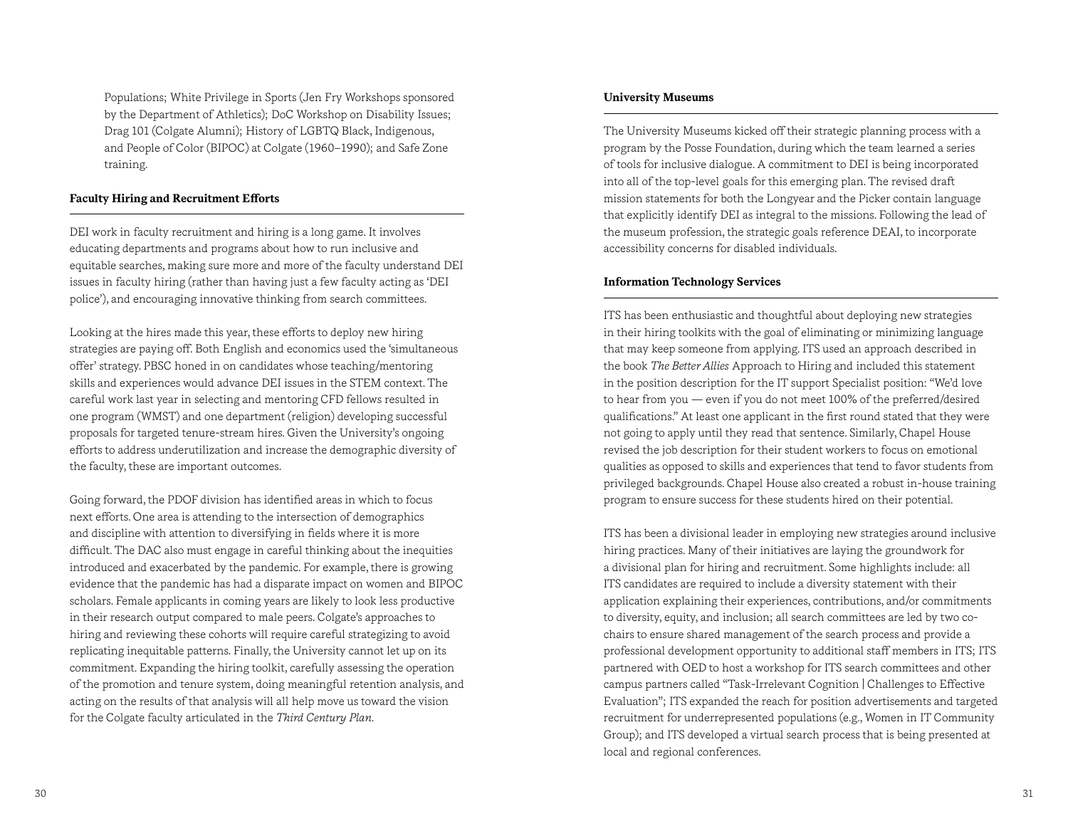Populations; White Privilege in Sports (Jen Fry Workshops sponsored by the Department of Athletics); DoC Workshop on Disability Issues; Drag 101 (Colgate Alumni); History of LGBTQ Black, Indigenous, and People of Color (BIPOC) at Colgate (1960–1990); and Safe Zone training.

**Faculty Hiring and Recruitment Efforts**

DEI work in faculty recruitment and hiring is a long game. It involves educating departments and programs about how to run inclusive and equitable searches, making sure more and more of the faculty understand DEI issues in faculty hiring (rather than having just a few faculty acting as 'DEI police'), and encouraging innovative thinking from search committees.

Looking at the hires made this year, these efforts to deploy new hiring strategies are paying off. Both English and economics used the 'simultaneous offer' strategy. PBSC honed in on candidates whose teaching/mentoring skills and experiences would advance DEI issues in the STEM context. The careful work last year in selecting and mentoring CFD fellows resulted in one program (WMST) and one department (religion) developing successful proposals for targeted tenure-stream hires. Given the University's ongoing efforts to address underutilization and increase the demographic diversity of the faculty, these are important outcomes.

Going forward, the PDOF division has identified areas in which to focus next efforts. One area is attending to the intersection of demographics and discipline with attention to diversifying in fields where it is more difficult. The DAC also must engage in careful thinking about the inequities introduced and exacerbated by the pandemic. For example, there is growing evidence that the pandemic has had a disparate impact on women and BIPOC scholars. Female applicants in coming years are likely to look less productive in their research output compared to male peers. Colgate's approaches to hiring and reviewing these cohorts will require careful strategizing to avoid replicating inequitable patterns. Finally, the University cannot let up on its commitment. Expanding the hiring toolkit, carefully assessing the operation of the promotion and tenure system, doing meaningful retention analysis, and acting on the results of that analysis will all help move us toward the vision for the Colgate faculty articulated in the *Third Century Plan*.

**University Museums**

The University Museums kicked off their strategic planning process with a program by the Posse Foundation, during which the team learned a series of tools for inclusive dialogue. A commitment to DEI is being incorporated into all of the top-level goals for this emerging plan. The revised draft mission statements for both the Longyear and the Picker contain language that explicitly identify DEI as integral to the missions. Following the lead of the museum profession, the strategic goals reference DEAI, to incorporate accessibility concerns for disabled individuals.

**Information Technology Services**

ITS has been enthusiastic and thoughtful about deploying new strategies in their hiring toolkits with the goal of eliminating or minimizing language that may keep someone from applying. ITS used an approach described in the book *The Better Allies* Approach to Hiring and included this statement in the position description for the IT support Specialist position: "We'd love to hear from you — even if you do not meet 100% of the preferred/desired qualifications." At least one applicant in the first round stated that they were not going to apply until they read that sentence. Similarly, Chapel House revised the job description for their student workers to focus on emotional qualities as opposed to skills and experiences that tend to favor students from privileged backgrounds. Chapel House also created a robust in-house training program to ensure success for these students hired on their potential.

ITS has been a divisional leader in employing new strategies around inclusive hiring practices. Many of their initiatives are laying the groundwork for a divisional plan for hiring and recruitment. Some highlights include: all ITS candidates are required to include a diversity statement with their application explaining their experiences, contributions, and/or commitments to diversity, equity, and inclusion; all search committees are led by two co-chairs to ensure shared management of the search process and provide a professional development opportunity to additional staff members in ITS; ITS partnered with OED to host a workshop for ITS search committees and other campus partners called "Task-Irrelevant Cognition | Challenges to Effective Evaluation"; ITS expanded the reach for position advertisements and targeted recruitment for underrepresented populations (e.g., Women in IT Community Group); and ITS developed a virtual search process that is being presented at local and regional conferences.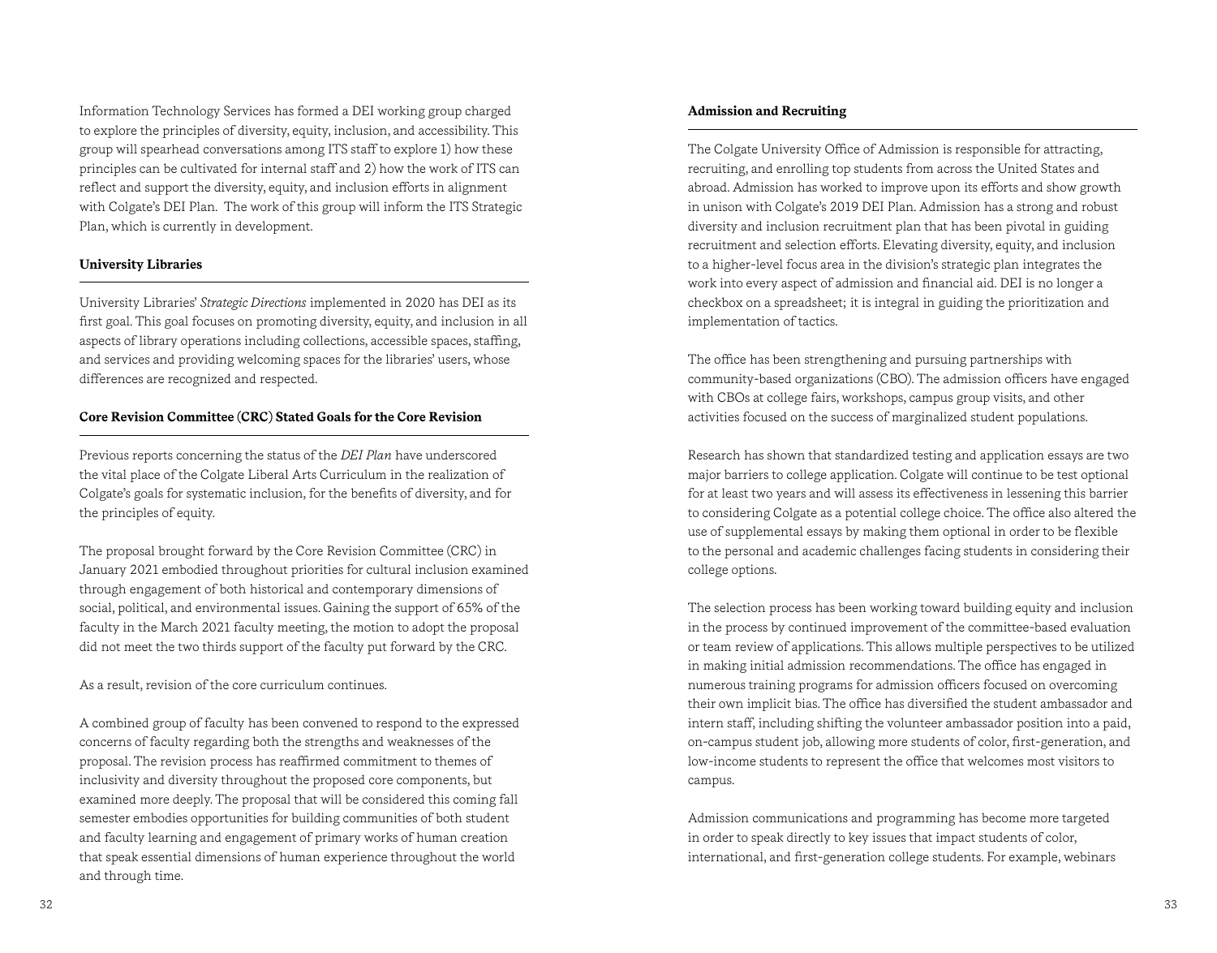Information Technology Services has formed a DEI working group charged to explore the principles of diversity, equity, inclusion, and accessibility. This group will spearhead conversations among ITS staff to explore 1) how these principles can be cultivated for internal staff and 2) how the work of ITS can reflect and support the diversity, equity, and inclusion efforts in alignment with Colgate's DEI Plan. The work of this group will inform the ITS Strategic Plan, which is currently in development.

**University Libraries**

University Libraries' *Strategic Directions* implemented in 2020 has DEI as its first goal. This goal focuses on promoting diversity, equity, and inclusion in all aspects of library operations including collections, accessible spaces, staffing, and services and providing welcoming spaces for the libraries' users, whose differences are recognized and respected.

**Core Revision Committee (CRC) Stated Goals for the Core Revision**

Previous reports concerning the status of the *DEI Plan* have underscored the vital place of the Colgate Liberal Arts Curriculum in the realization of Colgate's goals for systematic inclusion, for the benefits of diversity, and for the principles of equity.

The proposal brought forward by the Core Revision Committee (CRC) in January 2021 embodied throughout priorities for cultural inclusion examined through engagement of both historical and contemporary dimensions of social, political, and environmental issues. Gaining the support of 65% of the faculty in the March 2021 faculty meeting, the motion to adopt the proposal did not meet the two thirds support of the faculty put forward by the CRC.

As a result, revision of the core curriculum continues.

A combined group of faculty has been convened to respond to the expressed concerns of faculty regarding both the strengths and weaknesses of the proposal. The revision process has reaffirmed commitment to themes of inclusivity and diversity throughout the proposed core components, but examined more deeply. The proposal that will be considered this coming fall semester embodies opportunities for building communities of both student and faculty learning and engagement of primary works of human creation that speak essential dimensions of human experience throughout the world and through time.

**Admission and Recruiting**

The Colgate University Office of Admission is responsible for attracting, recruiting, and enrolling top students from across the United States and abroad. Admission has worked to improve upon its efforts and show growth in unison with Colgate's 2019 DEI Plan. Admission has a strong and robust diversity and inclusion recruitment plan that has been pivotal in guiding recruitment and selection efforts. Elevating diversity, equity, and inclusion to a higher-level focus area in the division's strategic plan integrates the work into every aspect of admission and financial aid. DEI is no longer a checkbox on a spreadsheet; it is integral in guiding the prioritization and implementation of tactics.

The office has been strengthening and pursuing partnerships with community-based organizations (CBO). The admission officers have engaged with CBOs at college fairs, workshops, campus group visits, and other activities focused on the success of marginalized student populations.

Research has shown that standardized testing and application essays are two major barriers to college application. Colgate will continue to be test optional for at least two years and will assess its effectiveness in lessening this barrier to considering Colgate as a potential college choice. The office also altered the use of supplemental essays by making them optional in order to be flexible to the personal and academic challenges facing students in considering their college options.

The selection process has been working toward building equity and inclusion in the process by continued improvement of the committee-based evaluation or team review of applications. This allows multiple perspectives to be utilized in making initial admission recommendations. The office has engaged in numerous training programs for admission officers focused on overcoming their own implicit bias. The office has diversified the student ambassador and intern staff, including shifting the volunteer ambassador position into a paid, on-campus student job, allowing more students of color, first-generation, and low-income students to represent the office that welcomes most visitors to campus.

Admission communications and programming has become more targeted in order to speak directly to key issues that impact students of color, international, and first-generation college students. For example, webinars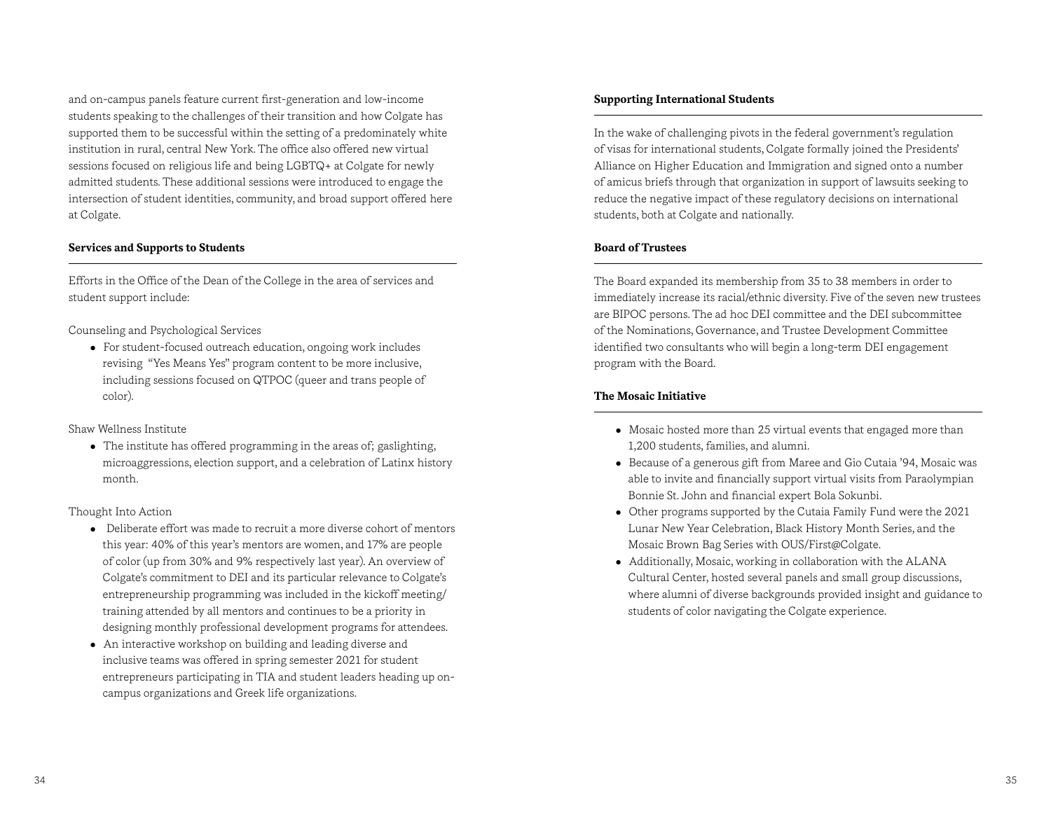and on-campus panels feature current first-generation and low-income students speaking to the challenges of their transition and how Colgate has supported them to be successful within the setting of a predominately white institution in rural, central New York. The office also offered new virtual sessions focused on religious life and being LGBTQ+ at Colgate for newly admitted students. These additional sessions were introduced to engage the intersection of student identities, community, and broad support offered here at Colgate.

**Services and Supports to Students**

Efforts in the Office of the Dean of the College in the area of services and student support include:

Counseling and Psychological Services

- For student-focused outreach education, ongoing work includes revising "Yes Means Yes" program content to be more inclusive, including sessions focused on QTPOC (queer and trans people of color).

Shaw Wellness Institute

- The institute has offered programming in the areas of; gaslighting, microaggressions, election support, and a celebration of Latinx history month.

Thought Into Action

- Deliberate effort was made to recruit a more diverse cohort of mentors this year: 40% of this year's mentors are women, and 17% are people of color (up from 30% and 9% respectively last year). An overview of Colgate's commitment to DEI and its particular relevance to Colgate's entrepreneurship programming was included in the kickoff meeting/training attended by all mentors and continues to be a priority in designing monthly professional development programs for attendees.
- An interactive workshop on building and leading diverse and inclusive teams was offered in spring semester 2021 for student entrepreneurs participating in TIA and student leaders heading up on-campus organizations and Greek life organizations.

**Supporting International Students**

In the wake of challenging pivots in the federal government's regulation of visas for international students, Colgate formally joined the Presidents' Alliance on Higher Education and Immigration and signed onto a number of amicus briefs through that organization in support of lawsuits seeking to reduce the negative impact of these regulatory decisions on international students, both at Colgate and nationally.

**Board of Trustees**

The Board expanded its membership from 35 to 38 members in order to immediately increase its racial/ethnic diversity. Five of the seven new trustees are BIPOC persons. The ad hoc DEI committee and the DEI subcommittee of the Nominations, Governance, and Trustee Development Committee identified two consultants who will begin a long-term DEI engagement program with the Board.

**The Mosaic Initiative**

- Mosaic hosted more than 25 virtual events that engaged more than 1,200 students, families, and alumni.
- Because of a generous gift from Maree and Gio Cutaia '94, Mosaic was able to invite and financially support virtual visits from Paraolympian Bonnie St. John and financial expert Bola Sokunbi.
- Other programs supported by the Cutaia Family Fund were the 2021 Lunar New Year Celebration, Black History Month Series, and the Mosaic Brown Bag Series with OUS/First@Colgate.
- Additionally, Mosaic, working in collaboration with the ALANA Cultural Center, hosted several panels and small group discussions, where alumni of diverse backgrounds provided insight and guidance to students of color navigating the Colgate experience.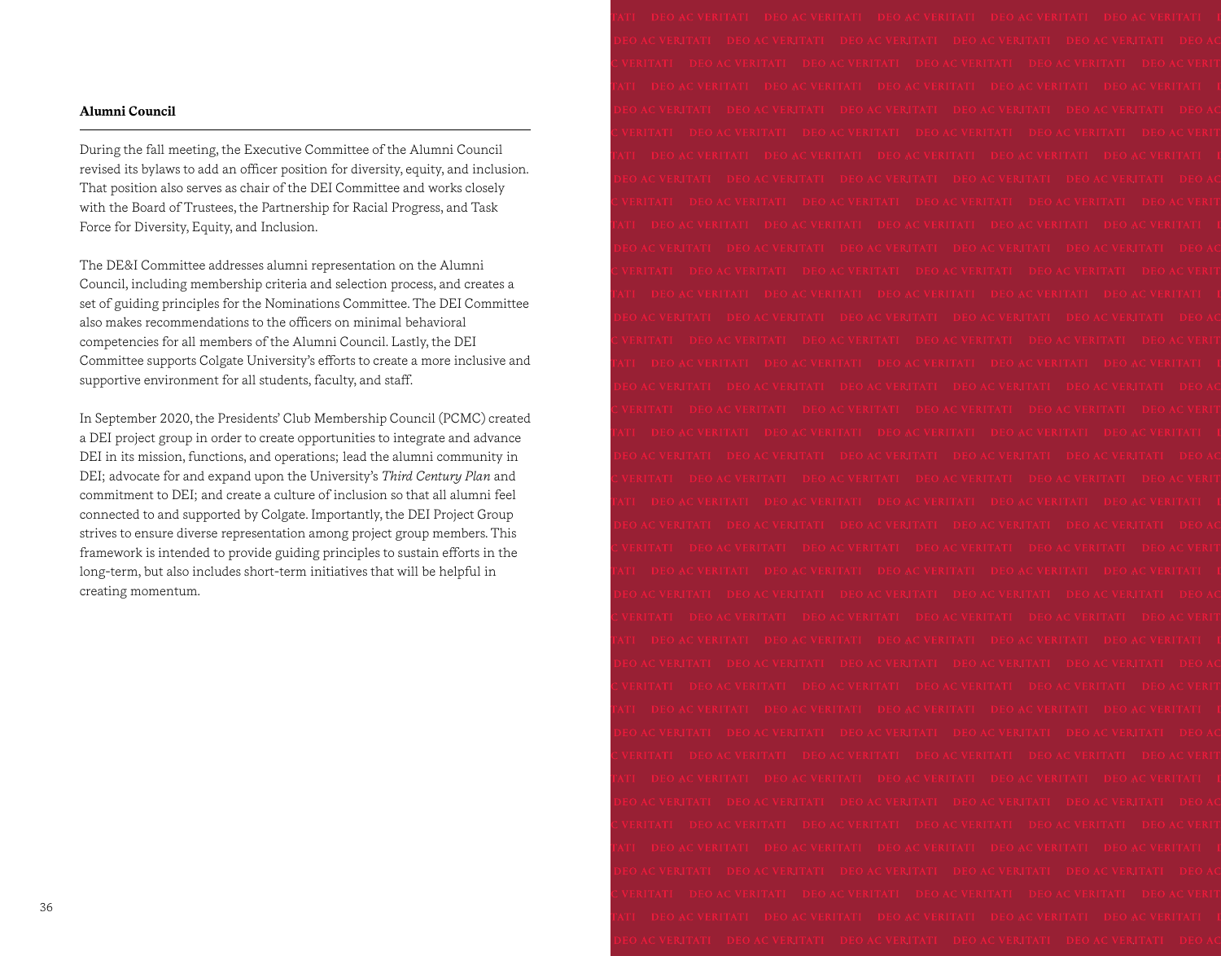**Alumni Council**

During the fall meeting, the Executive Committee of the Alumni Council revised its bylaws to add an officer position for diversity, equity, and inclusion. That position also serves as chair of the DEI Committee and works closely with the Board of Trustees, the Partnership for Racial Progress, and Task Force for Diversity, Equity, and Inclusion.

The DE&I Committee addresses alumni representation on the Alumni Council, including membership criteria and selection process, and creates a set of guiding principles for the Nominations Committee. The DEI Committee also makes recommendations to the officers on minimal behavioral competencies for all members of the Alumni Council. Lastly, the DEI Committee supports Colgate University's efforts to create a more inclusive and supportive environment for all students, faculty, and staff.

In September 2020, the Presidents' Club Membership Council (PCMC) created a DEI project group in order to create opportunities to integrate and advance DEI in its mission, functions, and operations; lead the alumni community in DEI; advocate for and expand upon the University's *Third Century Plan* and commitment to DEI; and create a culture of inclusion so that all alumni feel connected to and supported by Colgate. Importantly, the DEI Project Group strives to ensure diverse representation among project group members. This framework is intended to provide guiding principles to sustain efforts in the long-term, but also includes short-term initiatives that will be helpful in creating momentum.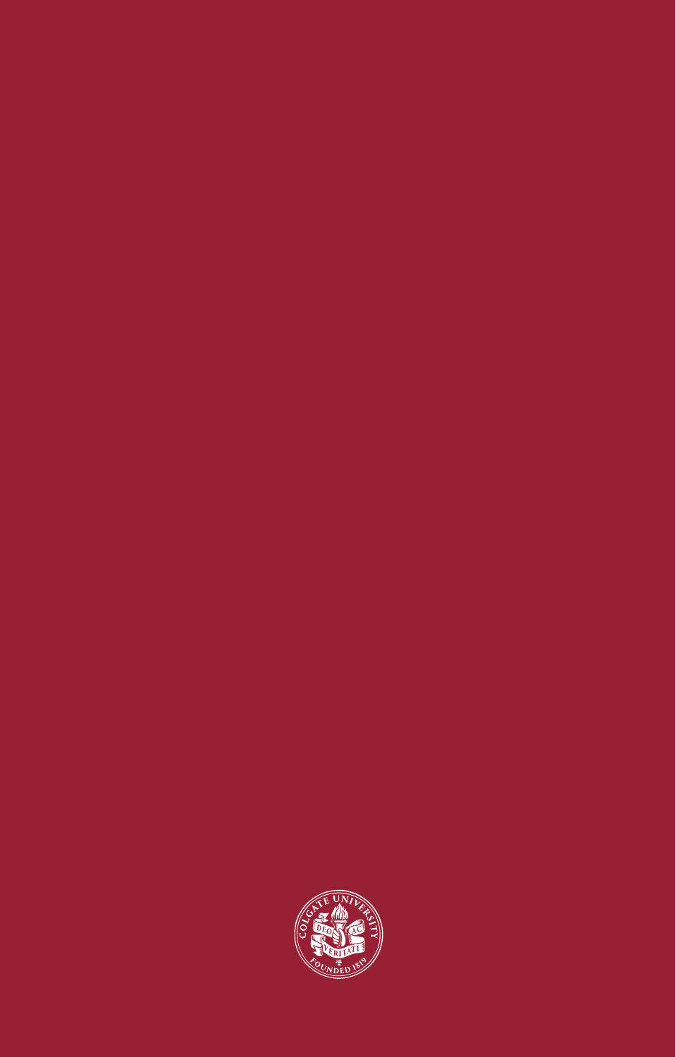COLGATE UNIVERSITY

DEO AC VERITATI

FOUNDED 1819